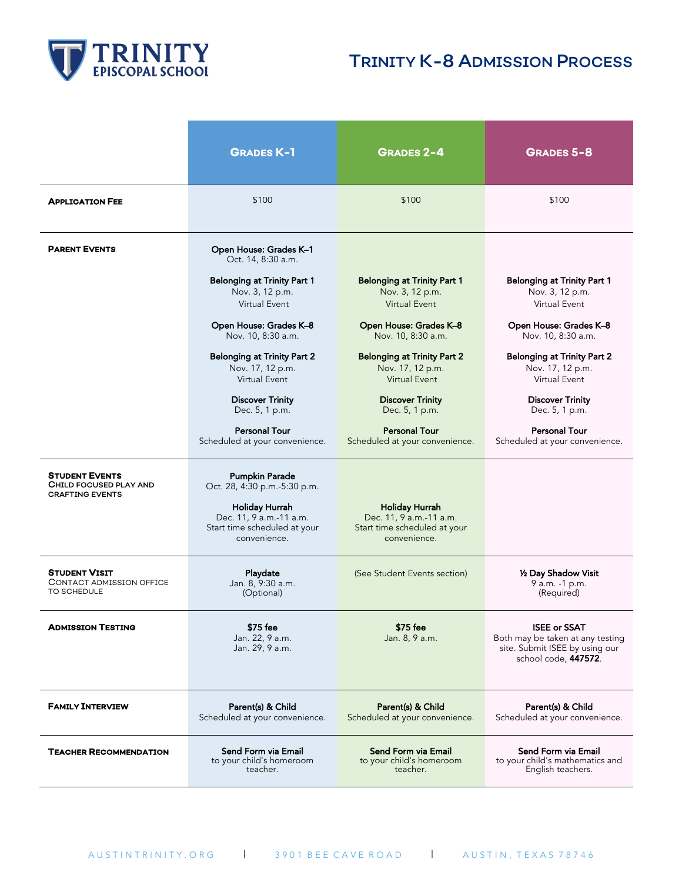# Trinity Episcopal School

## Trinity K-8 Admission Process

| | Grades K-1 | Grades 2-4 | Grades 5-8 |
|---|---|---|---|
| **Application Fee** | $100 | $100 | $100 |
| **Parent Events** | **Open House: Grades K–1** Oct. 14, 8:30 a.m.<br><br>**Belonging at Trinity Part 1** Nov. 3, 12 p.m. Virtual Event<br><br>**Open House: Grades K–8** Nov. 10, 8:30 a.m.<br><br>**Belonging at Trinity Part 2** Nov. 17, 12 p.m. Virtual Event<br><br>**Discover Trinity** Dec. 5, 1 p.m.<br><br>**Personal Tour** Scheduled at your convenience. | **Belonging at Trinity Part 1** Nov. 3, 12 p.m. Virtual Event<br><br>**Open House: Grades K–8** Nov. 10, 8:30 a.m.<br><br>**Belonging at Trinity Part 2** Nov. 17, 12 p.m. Virtual Event<br><br>**Discover Trinity** Dec. 5, 1 p.m.<br><br>**Personal Tour** Scheduled at your convenience. | **Belonging at Trinity Part 1** Nov. 3, 12 p.m. Virtual Event<br><br>**Open House: Grades K–8** Nov. 10, 8:30 a.m.<br><br>**Belonging at Trinity Part 2** Nov. 17, 12 p.m. Virtual Event<br><br>**Discover Trinity** Dec. 5, 1 p.m.<br><br>**Personal Tour** Scheduled at your convenience. |
| **Student Events** Child focused play and crafting events | **Pumpkin Parade** Oct. 28, 4:30 p.m.-5:30 p.m.<br><br>**Holiday Hurrah** Dec. 11, 9 a.m.-11 a.m. Start time scheduled at your convenience. | **Holiday Hurrah** Dec. 11, 9 a.m.-11 a.m. Start time scheduled at your convenience. | |
| **Student Visit** Contact admission office to schedule | **Playdate** Jan. 8, 9:30 a.m. (Optional) | (See Student Events section) | **½ Day Shadow Visit** 9 a.m. -1 p.m. (Required) |
| **Admission Testing** | **$75 fee** Jan. 22, 9 a.m. Jan. 29, 9 a.m. | **$75 fee** Jan. 8, 9 a.m. | **ISEE or SSAT** Both may be taken at any testing site. Submit ISEE by using our school code, **447572**. |
| **Family Interview** | **Parent(s) & Child** Scheduled at your convenience. | **Parent(s) & Child** Scheduled at your convenience. | **Parent(s) & Child** Scheduled at your convenience. |
| **Teacher Recommendation** | **Send Form via Email** to your child's homeroom teacher. | **Send Form via Email** to your child's homeroom teacher. | **Send Form via Email** to your child's mathematics and English teachers. |

AUSTINTRINITY.ORG | 3901 BEE CAVE ROAD | AUSTIN, TEXAS 78746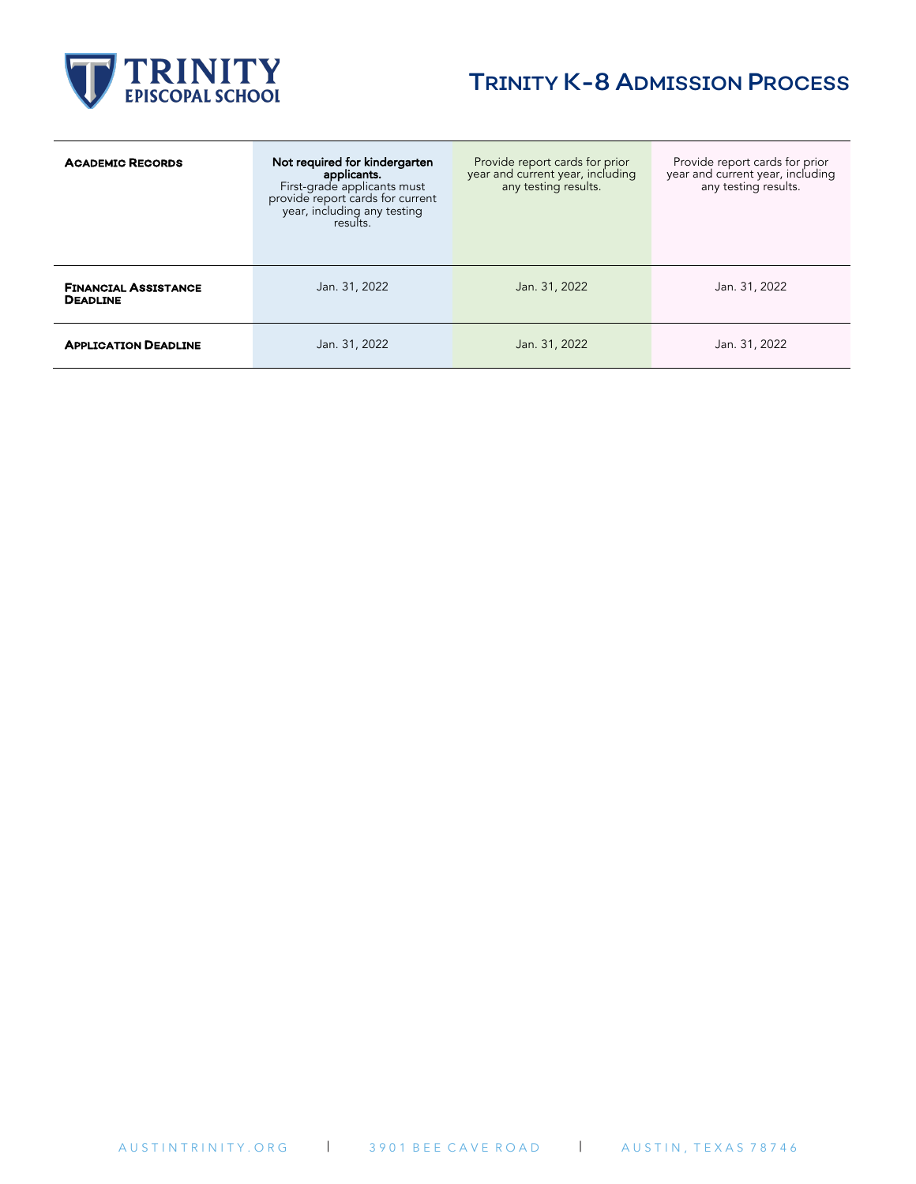# Trinity K-8 Admission Process

| | | | |
|---|---|---|---|
| **Academic Records** | **Not required for kindergarten applicants.** First-grade applicants must provide report cards for current year, including any testing results. | Provide report cards for prior year and current year, including any testing results. | Provide report cards for prior year and current year, including any testing results. |
| **Financial Assistance Deadline** | Jan. 31, 2022 | Jan. 31, 2022 | Jan. 31, 2022 |
| **Application Deadline** | Jan. 31, 2022 | Jan. 31, 2022 | Jan. 31, 2022 |

AUSTINTRINITY.ORG | 3901 BEE CAVE ROAD | AUSTIN, TEXAS 78746